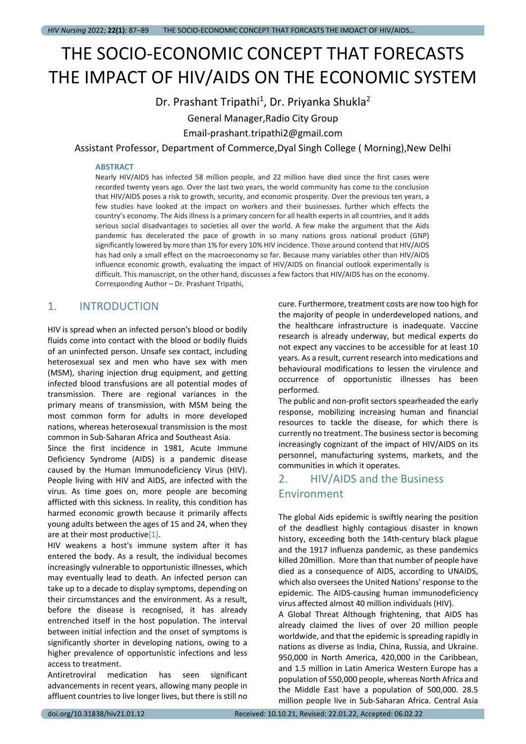# THE SOCIO-ECONOMIC CONCEPT THAT FORECASTS THE IMPACT OF HIV/AIDS ON THE ECONOMIC SYSTEM

Dr. Prashant Tripathi[1], Dr. Priyanka Shukla[2]

General Manager,Radio City Group

Email-prashant.tripathi2@gmail.com

Assistant Professor, Department of Commerce,Dyal Singh College ( Morning),New Delhi

**ABSTRACT**

Nearly HIV/AIDS has infected 58 million people, and 22 million have died since the first cases were recorded twenty years ago. Over the last two years, the world community has come to the conclusion that HIV/AIDS poses a risk to growth, security, and economic prosperity. Over the previous ten years, a few studies have looked at the impact on workers and their businesses. further which effects the country's economy. The Aids illness is a primary concern for all health experts in all countries, and it adds serious social disadvantages to societies all over the world. A few make the argument that the Aids pandemic has decelerated the pace of growth in so many nations gross national product (GNP) significantly lowered by more than 1% for every 10% HIV incidence. Those around contend that HIV/AIDS has had only a small effect on the macroeconomy so far. Because many variables other than HIV/AIDS influence economic growth, evaluating the impact of HIV/AIDS on financial outlook experimentally is difficult. This manuscript, on the other hand, discusses a few factors that HIV/AIDS has on the economy. Corresponding Author – Dr. Prashant Tripathi,

## 1. INTRODUCTION

HIV is spread when an infected person's blood or bodily fluids come into contact with the blood or bodily fluids of an uninfected person. Unsafe sex contact, including heterosexual sex and men who have sex with men (MSM), sharing injection drug equipment, and getting infected blood transfusions are all potential modes of transmission. There are regional variances in the primary means of transmission, with MSM being the most common form for adults in more developed nations, whereas heterosexual transmission is the most common in Sub-Saharan Africa and Southeast Asia.

Since the first incidence in 1981, Acute Immune Deficiency Syndrome (AIDS) is a pandemic disease caused by the Human Immunodeficiency Virus (HIV). People living with HIV and AIDS, are infected with the virus. As time goes on, more people are becoming afflicted with this sickness. In reality, this condition has harmed economic growth because it primarily affects young adults between the ages of 15 and 24, when they are at their most productive[1].

HIV weakens a host's immune system after it has entered the body. As a result, the individual becomes increasingly vulnerable to opportunistic illnesses, which may eventually lead to death. An infected person can take up to a decade to display symptoms, depending on their circumstances and the environment. As a result, before the disease is recognised, it has already entrenched itself in the host population. The interval between initial infection and the onset of symptoms is significantly shorter in developing nations, owing to a higher prevalence of opportunistic infections and less access to treatment.

Antiretroviral medication has seen significant advancements in recent years, allowing many people in affluent countries to live longer lives, but there is still no cure. Furthermore, treatment costs are now too high for the majority of people in underdeveloped nations, and the healthcare infrastructure is inadequate. Vaccine research is already underway, but medical experts do not expect any vaccines to be accessible for at least 10 years. As a result, current research into medications and behavioural modifications to lessen the virulence and occurrence of opportunistic illnesses has been performed.

The public and non-profit sectors spearheaded the early response, mobilizing increasing human and financial resources to tackle the disease, for which there is currently no treatment. The business sector is becoming increasingly cognizant of the impact of HIV/AIDS on its personnel, manufacturing systems, markets, and the communities in which it operates.

## 2. HIV/AIDS and the Business Environment

The global Aids epidemic is swiftly nearing the position of the deadliest highly contagious disaster in known history, exceeding both the 14th-century black plague and the 1917 influenza pandemic, as these pandemics killed 20million. More than that number of people have died as a consequence of AIDS, according to UNAIDS, which also oversees the United Nations' response to the epidemic. The AIDS-causing human immunodeficiency virus affected almost 40 million individuals (HIV).

A Global Threat Although frightening, that AIDS has already claimed the lives of over 20 million people worldwide, and that the epidemic is spreading rapidly in nations as diverse as India, China, Russia, and Ukraine. 950,000 in North America, 420,000 in the Caribbean, and 1.5 million in Latin America Western Europe has a population of 550,000 people, whereas North Africa and the Middle East have a population of 500,000. 28.5 million people live in Sub-Saharan Africa. Central Asia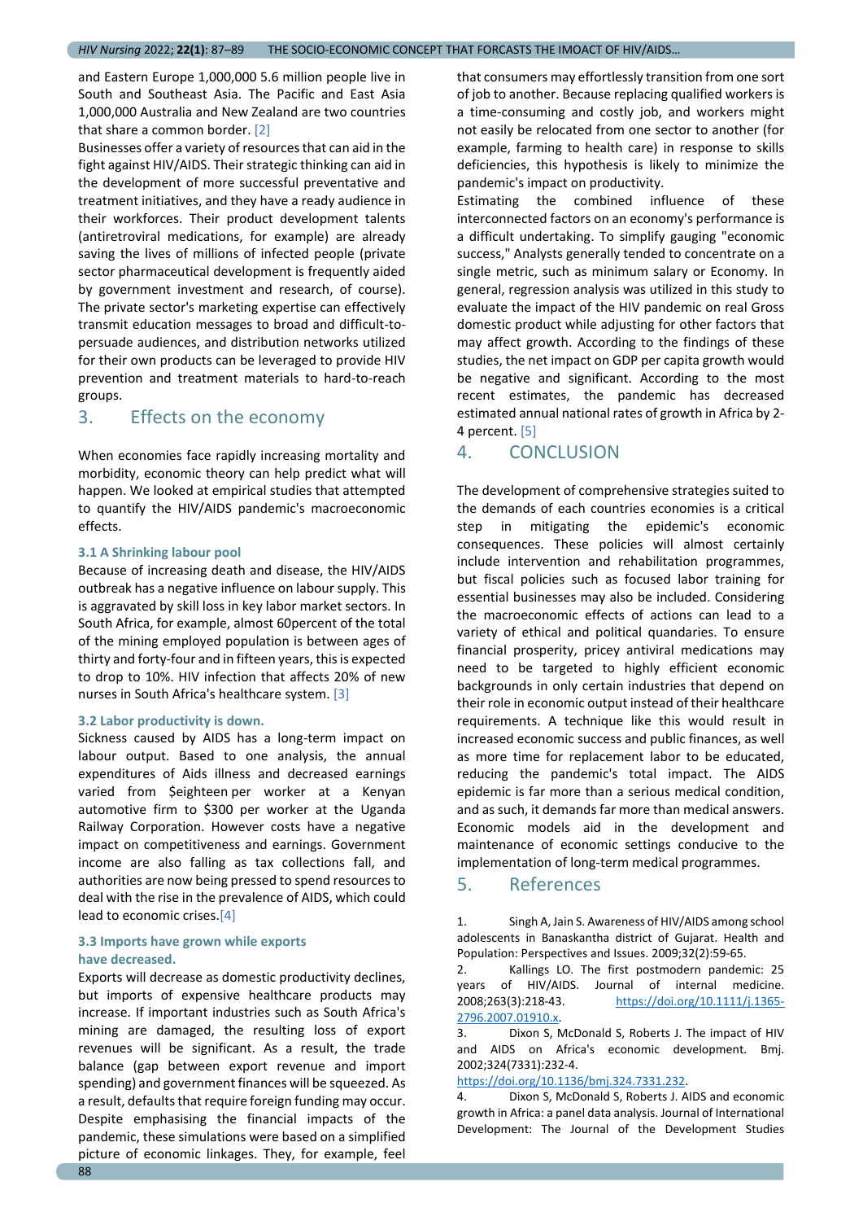and Eastern Europe 1,000,000 5.6 million people live in South and Southeast Asia. The Pacific and East Asia 1,000,000 Australia and New Zealand are two countries that share a common border. [2]

Businesses offer a variety of resources that can aid in the fight against HIV/AIDS. Their strategic thinking can aid in the development of more successful preventative and treatment initiatives, and they have a ready audience in their workforces. Their product development talents (antiretroviral medications, for example) are already saving the lives of millions of infected people (private sector pharmaceutical development is frequently aided by government investment and research, of course). The private sector's marketing expertise can effectively transmit education messages to broad and difficult-to-persuade audiences, and distribution networks utilized for their own products can be leveraged to provide HIV prevention and treatment materials to hard-to-reach groups.

## 3. Effects on the economy

When economies face rapidly increasing mortality and morbidity, economic theory can help predict what will happen. We looked at empirical studies that attempted to quantify the HIV/AIDS pandemic's macroeconomic effects.

### 3.1 A Shrinking labour pool

Because of increasing death and disease, the HIV/AIDS outbreak has a negative influence on labour supply. This is aggravated by skill loss in key labor market sectors. In South Africa, for example, almost 60percent of the total of the mining employed population is between ages of thirty and forty-four and in fifteen years, this is expected to drop to 10%. HIV infection that affects 20% of new nurses in South Africa's healthcare system. [3]

### 3.2 Labor productivity is down.

Sickness caused by AIDS has a long-term impact on labour output. Based to one analysis, the annual expenditures of Aids illness and decreased earnings varied from $eighteen per worker at a Kenyan automotive firm to $300 per worker at the Uganda Railway Corporation. However costs have a negative impact on competitiveness and earnings. Government income are also falling as tax collections fall, and authorities are now being pressed to spend resources to deal with the rise in the prevalence of AIDS, which could lead to economic crises.[4]

### 3.3 Imports have grown while exports have decreased.

Exports will decrease as domestic productivity declines, but imports of expensive healthcare products may increase. If important industries such as South Africa's mining are damaged, the resulting loss of export revenues will be significant. As a result, the trade balance (gap between export revenue and import spending) and government finances will be squeezed. As a result, defaults that require foreign funding may occur. Despite emphasising the financial impacts of the pandemic, these simulations were based on a simplified picture of economic linkages. They, for example, feel that consumers may effortlessly transition from one sort of job to another. Because replacing qualified workers is a time-consuming and costly job, and workers might not easily be relocated from one sector to another (for example, farming to health care) in response to skills deficiencies, this hypothesis is likely to minimize the pandemic's impact on productivity.

Estimating the combined influence of these interconnected factors on an economy's performance is a difficult undertaking. To simplify gauging "economic success," Analysts generally tended to concentrate on a single metric, such as minimum salary or Economy. In general, regression analysis was utilized in this study to evaluate the impact of the HIV pandemic on real Gross domestic product while adjusting for other factors that may affect growth. According to the findings of these studies, the net impact on GDP per capita growth would be negative and significant. According to the most recent estimates, the pandemic has decreased estimated annual national rates of growth in Africa by 2-4 percent. [5]

## 4. CONCLUSION

The development of comprehensive strategies suited to the demands of each countries economies is a critical step in mitigating the epidemic's economic consequences. These policies will almost certainly include intervention and rehabilitation programmes, but fiscal policies such as focused labor training for essential businesses may also be included. Considering the macroeconomic effects of actions can lead to a variety of ethical and political quandaries. To ensure financial prosperity, pricey antiviral medications may need to be targeted to highly efficient economic backgrounds in only certain industries that depend on their role in economic output instead of their healthcare requirements. A technique like this would result in increased economic success and public finances, as well as more time for replacement labor to be educated, reducing the pandemic's total impact. The AIDS epidemic is far more than a serious medical condition, and as such, it demands far more than medical answers. Economic models aid in the development and maintenance of economic settings conducive to the implementation of long-term medical programmes.

## 5. References

1. Singh A, Jain S. Awareness of HIV/AIDS among school adolescents in Banaskantha district of Gujarat. Health and Population: Perspectives and Issues. 2009;32(2):59-65.
2. Kallings LO. The first postmodern pandemic: 25 years of HIV/AIDS. Journal of internal medicine. 2008;263(3):218-43. https://doi.org/10.1111/j.1365-2796.2007.01910.x.
3. Dixon S, McDonald S, Roberts J. The impact of HIV and AIDS on Africa's economic development. Bmj. 2002;324(7331):232-4. https://doi.org/10.1136/bmj.324.7331.232.
4. Dixon S, McDonald S, Roberts J. AIDS and economic growth in Africa: a panel data analysis. Journal of International Development: The Journal of the Development Studies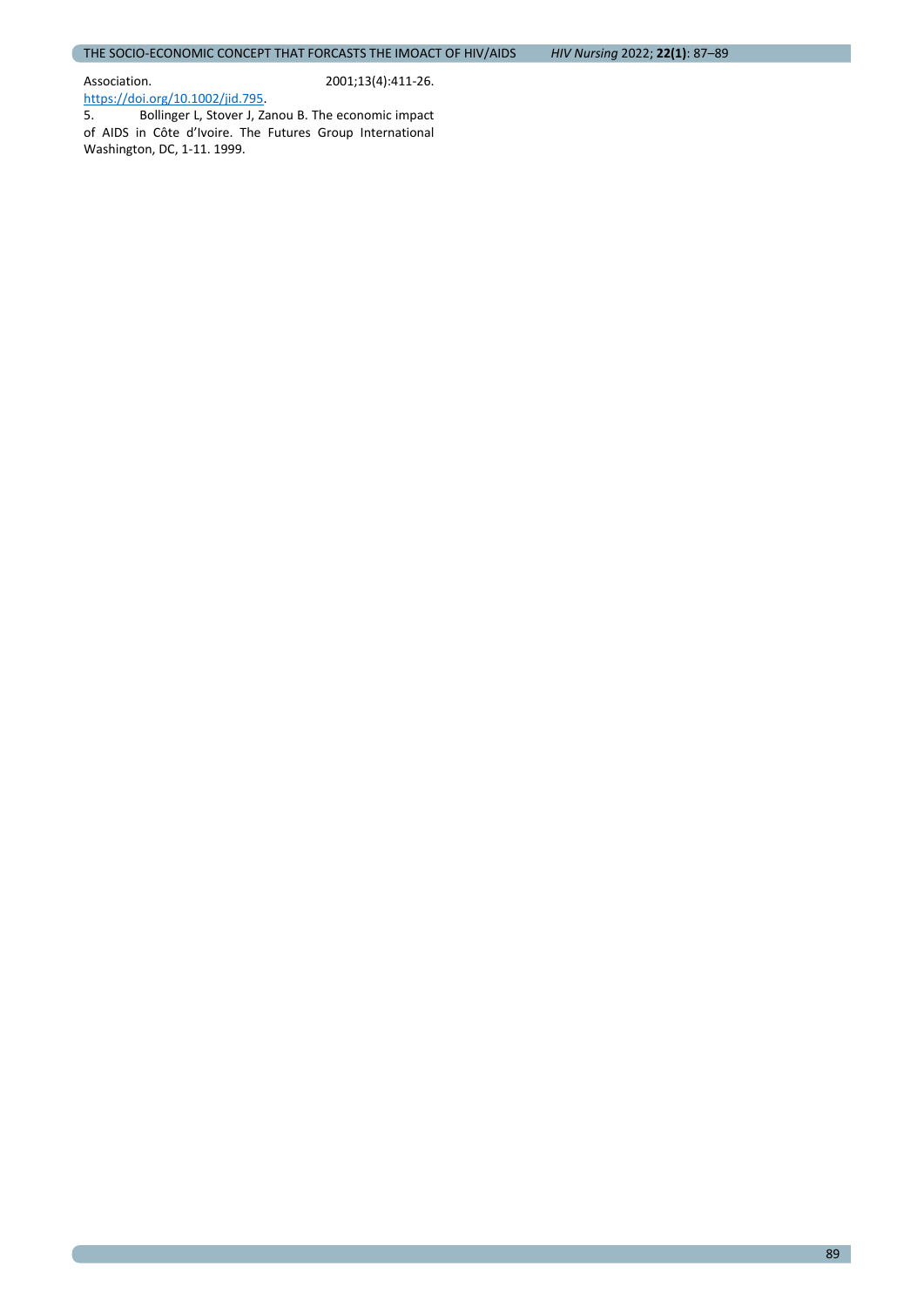Association. 2001;13(4):411-26. https://doi.org/10.1002/jid.795.

5. Bollinger L, Stover J, Zanou B. The economic impact of AIDS in Côte d'Ivoire. The Futures Group International Washington, DC, 1-11. 1999.